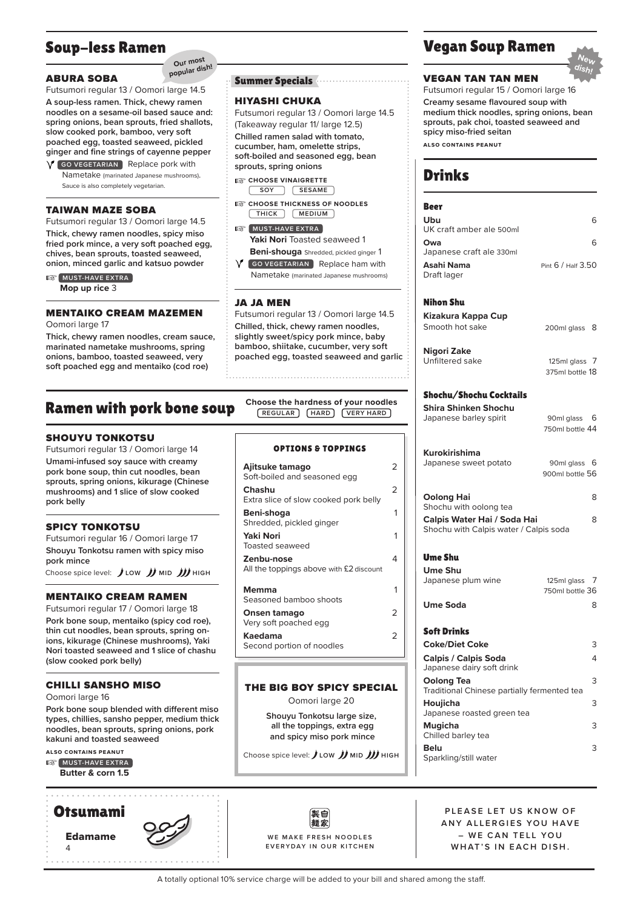## Soup-less Ramen

### ABURA SOBA

Our most popular dish!

Futsumori regular 13 / Oomori large 14.5

**A soup-less ramen. Thick, chewy ramen noodles on a sesame-oil based sauce and: spring onions, bean sprouts, fried shallots, slow cooked pork, bamboo, very soft poached egg, toasted seaweed, pickled ginger and fine strings of cayenne pepper**

GO VEGETARIAN Replace pork with Nametake (marinated Japanese mushrooms). Sauce is also completely vegetarian.

### TAIWAN MAZE SOBA

Futsumori regular 13 / Oomori large 14.5

**Thick, chewy ramen noodles, spicy miso fried pork mince, a very soft poached egg, chives, bean sprouts, toasted seaweed, onion, minced garlic and katsuo powder**

MUST-HAVE EXTRA
**Mop up rice** 3

### MENTAIKO CREAM MAZEMEN

Oomori large 17

**Thick, chewy ramen noodles, cream sauce, marinated nametake mushrooms, spring onions, bamboo, toasted seaweed, very soft poached egg and mentaiko (cod roe)**

## Summer Specials

### HIYASHI CHUKA

Futsumori regular 13 / Oomori large 14.5
(Takeaway regular 11/ large 12.5)

**Chilled ramen salad with tomato, cucumber, ham, omelette strips, soft-boiled and seasoned egg, bean sprouts, spring onions**

CHOOSE VINAIGRETTE
SOY | SESAME

CHOOSE THICKNESS OF NOODLES
THICK | MEDIUM

MUST-HAVE EXTRA
**Yaki Nori** Toasted seaweed 1
**Beni-shouga** Shredded, pickled ginger 1

GO VEGETARIAN Replace ham with Nametake (marinated Japanese mushrooms)

### JA JA MEN

Futsumori regular 13 / Oomori large 14.5

**Chilled, thick, chewy ramen noodles, slightly sweet/spicy pork mince, baby bamboo, shiitake, cucumber, very soft poached egg, toasted seaweed and garlic**

## Ramen with pork bone soup

Choose the hardness of your noodles
REGULAR | HARD | VERY HARD

### SHOUYU TONKOTSU

Futsumori regular 13 / Oomori large 14

**Umami-infused soy sauce with creamy pork bone soup, thin cut noodles, bean sprouts, spring onions, kikurage (Chinese mushrooms) and 1 slice of slow cooked pork belly**

### SPICY TONKOTSU

Futsumori regular 16 / Oomori large 17

**Shouyu Tonkotsu ramen with spicy miso pork mince**

Choose spice level: LOW | MID | HIGH

### MENTAIKO CREAM RAMEN

Futsumori regular 17 / Oomori large 18

**Pork bone soup, mentaiko (spicy cod roe), thin cut noodles, bean sprouts, spring onions, kikurage (Chinese mushrooms), Yaki Nori toasted seaweed and 1 slice of chashu (slow cooked pork belly)**

### CHILLI SANSHO MISO

Oomori large 16

**Pork bone soup blended with different miso types, chillies, sansho pepper, medium thick noodles, bean sprouts, spring onions, pork kakuni and toasted seaweed**

ALSO CONTAINS PEANUT

MUST-HAVE EXTRA
**Butter & corn 1.5**

### OPTIONS & TOPPINGS

| Item | Price |
|---|---|
| **Ajitsuke tamago** Soft-boiled and seasoned egg | 2 |
| **Chashu** Extra slice of slow cooked pork belly | 2 |
| **Beni-shoga** Shredded, pickled ginger | 1 |
| **Yaki Nori** Toasted seaweed | 1 |
| **Zenbu-nose** All the toppings above with £2 discount | 4 |
| **Memma** Seasoned bamboo shoots | 1 |
| **Onsen tamago** Very soft poached egg | 2 |
| **Kaedama** Second portion of noodles | 2 |

### THE BIG BOY SPICY SPECIAL

Oomori large 20

**Shouyu Tonkotsu large size, all the toppings, extra egg and spicy miso pork mince**

Choose spice level: LOW | MID | HIGH

## Vegan Soup Ramen

New dish!

### VEGAN TAN TAN MEN

Futsumori regular 15 / Oomori large 16

**Creamy sesame flavoured soup with medium thick noodles, spring onions, bean sprouts, pak choi, toasted seaweed and spicy miso-fried seitan**

ALSO CONTAINS PEANUT

## Drinks

### Beer

| Item | Price |
|---|---|
| **Ubu** UK craft amber ale 500ml | 6 |
| **Owa** Japanese craft ale 330ml | 6 |
| **Asahi Nama** Draft lager | Pint 6 / Half 3.50 |

### Nihon Shu

| Item | Price |
|---|---|
| **Kizakura Kappa Cup** Smooth hot sake | 200ml glass 8 |
| **Nigori Zake** Unfiltered sake | 125ml glass 7 / 375ml bottle 18 |

### Shochu/Shochu Cocktails

| Item | Price |
|---|---|
| **Shira Shinken Shochu** Japanese barley spirit | 90ml glass 6 / 750ml bottle 44 |
| **Kurokirishima** Japanese sweet potato | 90ml glass 6 / 900ml bottle 56 |
| **Oolong Hai** Shochu with oolong tea | 8 |
| **Calpis Water Hai / Soda Hai** Shochu with Calpis water / Calpis soda | 8 |

### Ume Shu

| Item | Price |
|---|---|
| **Ume Shu** Japanese plum wine | 125ml glass 7 / 750ml bottle 36 |
| **Ume Soda** | 8 |

### Soft Drinks

| Item | Price |
|---|---|
| **Coke/Diet Coke** | 3 |
| **Calpis / Calpis Soda** Japanese dairy soft drink | 4 |
| **Oolong Tea** Traditional Chinese partially fermented tea | 3 |
| **Houjicha** Japanese roasted green tea | 3 |
| **Mugicha** Chilled barley tea | 3 |
| **Belu** Sparkling/still water | 3 |

## Otsumami

**Edamame**
4

製自麵家

WE MAKE FRESH NOODLES EVERYDAY IN OUR KITCHEN

PLEASE LET US KNOW OF ANY ALLERGIES YOU HAVE – WE CAN TELL YOU WHAT'S IN EACH DISH.

A totally optional 10% service charge will be added to your bill and shared among the staff.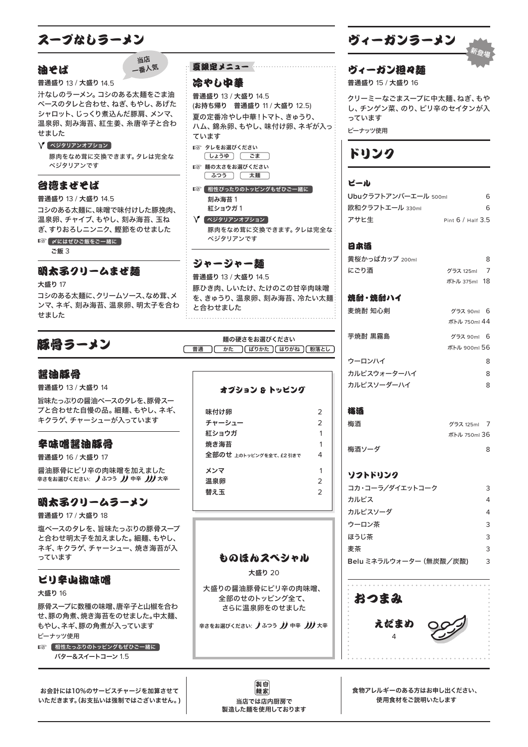# スープなしラーメン

## 油そば

当店一番人気

普通盛り 13 / 大盛り 14.5

汁なしのラーメン。コシのある太麺をごま油ベースのタレと合わせ、ねぎ、もやし、あげたシャロット、じっくり煮込んだ豚肩、メンマ、温泉卵、刻み海苔、紅生姜、糸唐辛子と合わせました

ベジタリアンオプション

豚肉をなめ茸に交換できます。タレは完全なベジタリアンです

## 台湾まぜそば

普通盛り 13 / 大盛り 14.5

コシのある太麺に、味噌で味付けした豚挽肉、温泉卵、チャイブ、もやし、刻み海苔、玉ねぎ、すりおろしニンニク、鰹節をのせました

〆にはぜひご飯をご一緒に

ご飯 3

## 明太子クリームまぜ麺

大盛り 17

コシのある太麺に、クリームソース、なめ茸、メンマ、ネギ、刻み海苔、温泉卵、明太子を合わせました

## 夏限定メニュー

### 冷やし中華

普通盛り 13 / 大盛り 14.5
(お持ち帰り 普通盛り 11 / 大盛り 12.5)

夏の定番冷やし中華！トマト、きゅうり、ハム、錦糸卵、もやし、味付け卵、ネギが入っています

タレをお選びください
しょうゆ / ごま

麺の太さをお選びください
ふつう / 太麺

相性ぴったりのトッピングもぜひご一緒に
刻み海苔 1
紅ショウガ 1

ベジタリアンオプション
豚肉をなめ茸に交換できます。タレは完全なベジタリアンです

### ジャージャー麺

普通盛り 13 / 大盛り 14.5

豚ひき肉、しいたけ、たけのこの甘辛肉味噌を、きゅうり、温泉卵、刻み海苔、冷たい太麺と合わせました

# 豚骨ラーメン

麺の硬さをお選びください
普通 / かた / ばりかた / はりがね / 粉落とし

## 醤油豚骨

普通盛り 13 / 大盛り 14

旨味たっぷりの醤油ベースのタレを、豚骨スープと合わせた自慢の品。細麺、もやし、ネギ、キクラゲ、チャーシューが入っています

## 辛味噌醤油豚骨

普通盛り 16 / 大盛り 17

醤油豚骨にピリ辛の肉味噌を加えました
辛さをお選びください: ふつう / 中辛 / 大辛

## 明太子クリームラーメン

普通盛り 17 / 大盛り 18

塩ベースのタレを、旨味たっぷりの豚骨スープと合わせ明太子を加えました。細麺、もやし、ネギ、キクラゲ、チャーシュー、焼き海苔が入っています

## ピリ辛山椒味噌

大盛り 16

豚骨スープに数種の味噌、唐辛子と山椒を合わせ、豚の角煮、焼き海苔をのせました。中太麺、もやし、ネギ、豚の角煮が入っています

ピーナッツ使用

相性たっぷりのトッピングもぜひご一緒に
バター&スイートコーン 1.5

## オプション & トッピング

| | |
|---|---|
| 味付け卵 | 2 |
| チャーシュー | 2 |
| 紅ショウガ | 1 |
| 焼き海苔 | 1 |
| 全部のせ 上のトッピングを全て、£2 引きで | 4 |
| メンマ | 1 |
| 温泉卵 | 2 |
| 替え玉 | 2 |

## ものほんスペシャル

大盛り 20

大盛りの醤油豚骨にピリ辛の肉味噌、全部のせのトッピング全て、さらに温泉卵をのせました

辛さをお選びください: ふつう / 中辛 / 大辛

# ヴィーガンラーメン

新登場

## ヴィーガン担々麺

普通盛り 15 / 大盛り 16

クリーミーなごまスープに中太麺、ねぎ、もやし、チンゲン菜、のり、ピリ辛のセイタンが入っています

ピーナッツ使用

# ドリンク

## ビール

| | |
|---|---|
| Ubuクラフトアンバーエール 500ml | 6 |
| 欧和クラフトエール 330ml | 6 |
| アサヒ生 | Pint 6 / Half 3.5 |

## 日本酒

| | |
|---|---|
| 黄桜かっぱカップ 200ml | 8 |
| にごり酒 | グラス 125ml 7 / ボトル 375ml 18 |

## 焼酎・焼酎ハイ

| | |
|---|---|
| 麦焼酎 知心剣 | グラス 90ml 6 / ボトル 750ml 44 |
| 芋焼酎 黒霧島 | グラス 90ml 6 / ボトル 900ml 56 |
| ウーロンハイ | 8 |
| カルピスウォーターハイ | 8 |
| カルピスソーダーハイ | 8 |

## 梅酒

| | |
|---|---|
| 梅酒 | グラス 125ml 7 / ボトル 750ml 36 |
| 梅酒ソーダ | 8 |

## ソフトドリンク

| | |
|---|---|
| コカ・コーラ/ダイエットコーク | 3 |
| カルピス | 4 |
| カルピスソーダ | 4 |
| ウーロン茶 | 3 |
| ほうじ茶 | 3 |
| 麦茶 | 3 |
| Belu ミネラルウォーター (無炭酸／炭酸) | 3 |

## おつまみ

えだまめ 4

---

お会計には10%のサービスチャージを加算させていただきます。(お支払いは強制ではございません。)

自家製麺 当店では店内厨房で製造した麺を使用しております

食物アレルギーのある方はお申し出ください、使用食材をご説明いたします